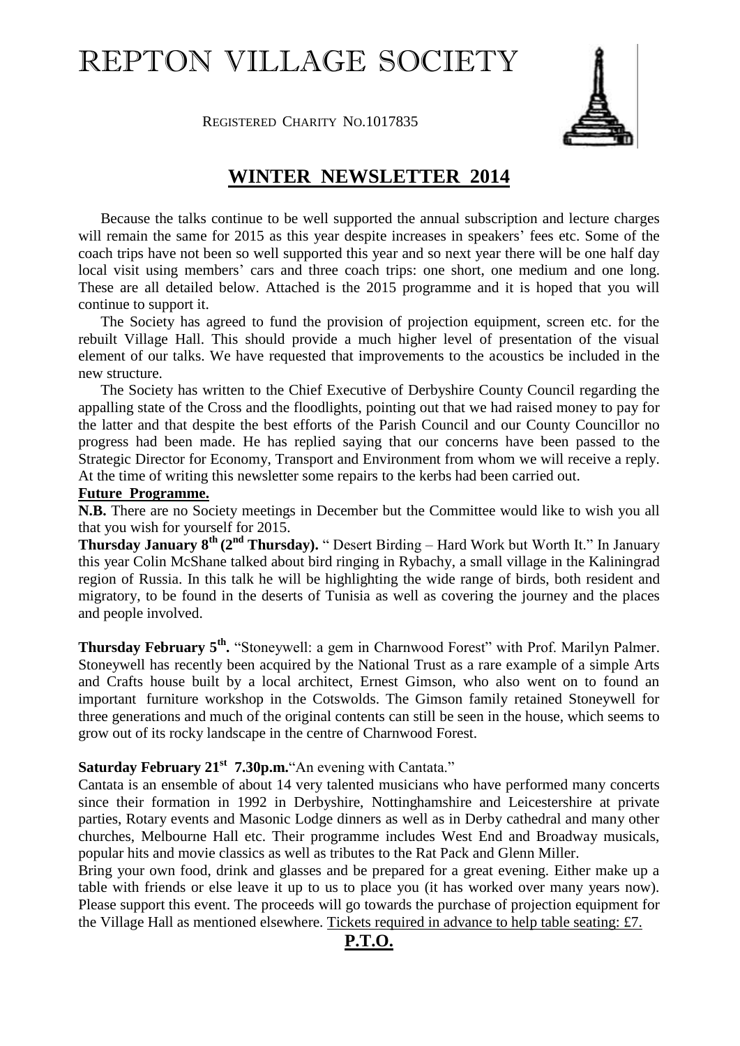# REPTON VILLAGE SOCIETY

REGISTERED CHARITY NO.1017835

## WINTER NEWSLETTER 2014

Because the talks continue to be well supported the annual subscription and lecture charges will remain the same for 2015 as this year despite increases in speakers' fees etc. Some of the coach trips have not been so well supported this year and so next year there will be one half day local visit using members' cars and three coach trips: one short, one medium and one long. These are all detailed below. Attached is the 2015 programme and it is hoped that you will continue to support it.

The Society has agreed to fund the provision of projection equipment, screen etc. for the rebuilt Village Hall. This should provide a much higher level of presentation of the visual element of our talks. We have requested that improvements to the acoustics be included in the new structure.

The Society has written to the Chief Executive of Derbyshire County Council regarding the appalling state of the Cross and the floodlights, pointing out that we had raised money to pay for the latter and that despite the best efforts of the Parish Council and our County Councillor no progress had been made. He has replied saying that our concerns have been passed to the Strategic Director for Economy, Transport and Environment from whom we will receive a reply. At the time of writing this newsletter some repairs to the kerbs had been carried out.

**Future Programme.**

**N.B.** There are no Society meetings in December but the Committee would like to wish you all that you wish for yourself for 2015.

**Thursday January 8th (2nd Thursday).** " Desert Birding – Hard Work but Worth It." In January this year Colin McShane talked about bird ringing in Rybachy, a small village in the Kaliningrad region of Russia. In this talk he will be highlighting the wide range of birds, both resident and migratory, to be found in the deserts of Tunisia as well as covering the journey and the places and people involved.

**Thursday February 5th.** "Stoneywell: a gem in Charnwood Forest" with Prof. Marilyn Palmer. Stoneywell has recently been acquired by the National Trust as a rare example of a simple Arts and Crafts house built by a local architect, Ernest Gimson, who also went on to found an important furniture workshop in the Cotswolds. The Gimson family retained Stoneywell for three generations and much of the original contents can still be seen in the house, which seems to grow out of its rocky landscape in the centre of Charnwood Forest.

**Saturday February 21st 7.30p.m.**"An evening with Cantata."

Cantata is an ensemble of about 14 very talented musicians who have performed many concerts since their formation in 1992 in Derbyshire, Nottinghamshire and Leicestershire at private parties, Rotary events and Masonic Lodge dinners as well as in Derby cathedral and many other churches, Melbourne Hall etc. Their programme includes West End and Broadway musicals, popular hits and movie classics as well as tributes to the Rat Pack and Glenn Miller.

Bring your own food, drink and glasses and be prepared for a great evening. Either make up a table with friends or else leave it up to us to place you (it has worked over many years now). Please support this event. The proceeds will go towards the purchase of projection equipment for the Village Hall as mentioned elsewhere. Tickets required in advance to help table seating: £7.

**P.T.O.**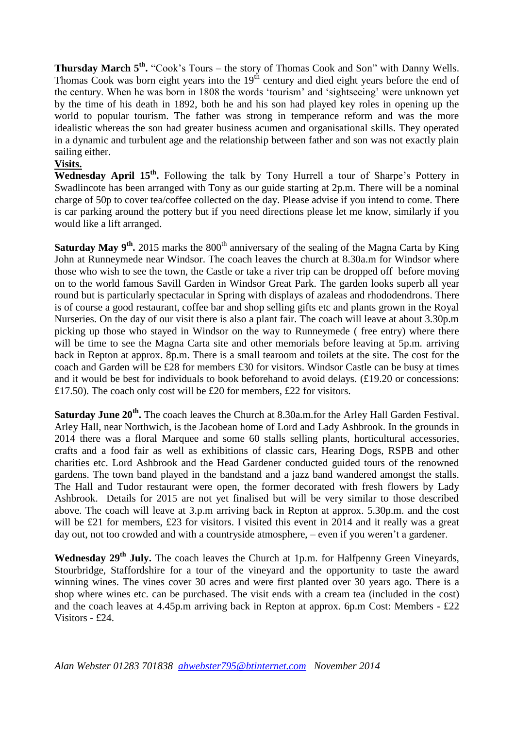**Thursday March 5th.** "Cook's Tours – the story of Thomas Cook and Son" with Danny Wells. Thomas Cook was born eight years into the 19th century and died eight years before the end of the century. When he was born in 1808 the words 'tourism' and 'sightseeing' were unknown yet by the time of his death in 1892, both he and his son had played key roles in opening up the world to popular tourism. The father was strong in temperance reform and was the more idealistic whereas the son had greater business acumen and organisational skills. They operated in a dynamic and turbulent age and the relationship between father and son was not exactly plain sailing either.

**Visits.**

**Wednesday April 15th.** Following the talk by Tony Hurrell a tour of Sharpe's Pottery in Swadlincote has been arranged with Tony as our guide starting at 2p.m. There will be a nominal charge of 50p to cover tea/coffee collected on the day. Please advise if you intend to come. There is car parking around the pottery but if you need directions please let me know, similarly if you would like a lift arranged.

**Saturday May 9th.** 2015 marks the 800th anniversary of the sealing of the Magna Carta by King John at Runneymede near Windsor. The coach leaves the church at 8.30a.m for Windsor where those who wish to see the town, the Castle or take a river trip can be dropped off before moving on to the world famous Savill Garden in Windsor Great Park. The garden looks superb all year round but is particularly spectacular in Spring with displays of azaleas and rhododendrons. There is of course a good restaurant, coffee bar and shop selling gifts etc and plants grown in the Royal Nurseries. On the day of our visit there is also a plant fair. The coach will leave at about 3.30p.m picking up those who stayed in Windsor on the way to Runneymede ( free entry) where there will be time to see the Magna Carta site and other memorials before leaving at 5p.m. arriving back in Repton at approx. 8p.m. There is a small tearoom and toilets at the site. The cost for the coach and Garden will be £28 for members £30 for visitors. Windsor Castle can be busy at times and it would be best for individuals to book beforehand to avoid delays. (£19.20 or concessions: £17.50). The coach only cost will be £20 for members, £22 for visitors.

**Saturday June 20th.** The coach leaves the Church at 8.30a.m.for the Arley Hall Garden Festival. Arley Hall, near Northwich, is the Jacobean home of Lord and Lady Ashbrook. In the grounds in 2014 there was a floral Marquee and some 60 stalls selling plants, horticultural accessories, crafts and a food fair as well as exhibitions of classic cars, Hearing Dogs, RSPB and other charities etc. Lord Ashbrook and the Head Gardener conducted guided tours of the renowned gardens. The town band played in the bandstand and a jazz band wandered amongst the stalls. The Hall and Tudor restaurant were open, the former decorated with fresh flowers by Lady Ashbrook. Details for 2015 are not yet finalised but will be very similar to those described above. The coach will leave at 3.p.m arriving back in Repton at approx. 5.30p.m. and the cost will be £21 for members, £23 for visitors. I visited this event in 2014 and it really was a great day out, not too crowded and with a countryside atmosphere, – even if you weren't a gardener.

**Wednesday 29th July.** The coach leaves the Church at 1p.m. for Halfpenny Green Vineyards, Stourbridge, Staffordshire for a tour of the vineyard and the opportunity to taste the award winning wines. The vines cover 30 acres and were first planted over 30 years ago. There is a shop where wines etc. can be purchased. The visit ends with a cream tea (included in the cost) and the coach leaves at 4.45p.m arriving back in Repton at approx. 6p.m Cost: Members - £22 Visitors - £24.

*Alan Webster 01283 701838 ahwebster795@btinternet.com November 2014*